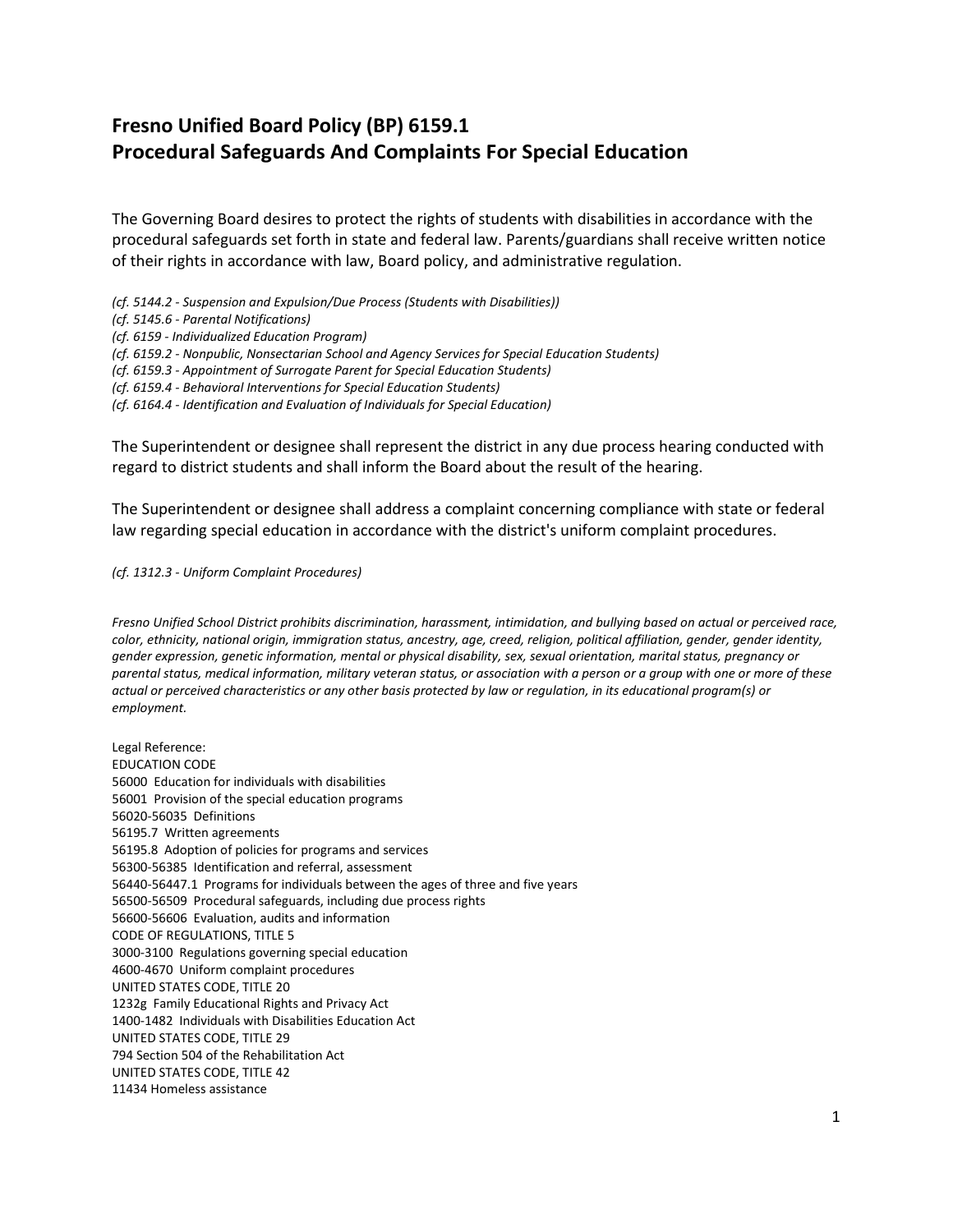# Fresno Unified Board Policy (BP) 6159.1
# Procedural Safeguards And Complaints For Special Education

The Governing Board desires to protect the rights of students with disabilities in accordance with the procedural safeguards set forth in state and federal law. Parents/guardians shall receive written notice of their rights in accordance with law, Board policy, and administrative regulation.

*(cf. 5144.2 - Suspension and Expulsion/Due Process (Students with Disabilities))*
*(cf. 5145.6 - Parental Notifications)*
*(cf. 6159 - Individualized Education Program)*
*(cf. 6159.2 - Nonpublic, Nonsectarian School and Agency Services for Special Education Students)*
*(cf. 6159.3 - Appointment of Surrogate Parent for Special Education Students)*
*(cf. 6159.4 - Behavioral Interventions for Special Education Students)*
*(cf. 6164.4 - Identification and Evaluation of Individuals for Special Education)*

The Superintendent or designee shall represent the district in any due process hearing conducted with regard to district students and shall inform the Board about the result of the hearing.

The Superintendent or designee shall address a complaint concerning compliance with state or federal law regarding special education in accordance with the district's uniform complaint procedures.

*(cf. 1312.3 - Uniform Complaint Procedures)*

*Fresno Unified School District prohibits discrimination, harassment, intimidation, and bullying based on actual or perceived race, color, ethnicity, national origin, immigration status, ancestry, age, creed, religion, political affiliation, gender, gender identity, gender expression, genetic information, mental or physical disability, sex, sexual orientation, marital status, pregnancy or parental status, medical information, military veteran status, or association with a person or a group with one or more of these actual or perceived characteristics or any other basis protected by law or regulation, in its educational program(s) or employment.*

Legal Reference:
EDUCATION CODE
56000 Education for individuals with disabilities
56001 Provision of the special education programs
56020-56035 Definitions
56195.7 Written agreements
56195.8 Adoption of policies for programs and services
56300-56385 Identification and referral, assessment
56440-56447.1 Programs for individuals between the ages of three and five years
56500-56509 Procedural safeguards, including due process rights
56600-56606 Evaluation, audits and information
CODE OF REGULATIONS, TITLE 5
3000-3100 Regulations governing special education
4600-4670 Uniform complaint procedures
UNITED STATES CODE, TITLE 20
1232g Family Educational Rights and Privacy Act
1400-1482 Individuals with Disabilities Education Act
UNITED STATES CODE, TITLE 29
794 Section 504 of the Rehabilitation Act
UNITED STATES CODE, TITLE 42
11434 Homeless assistance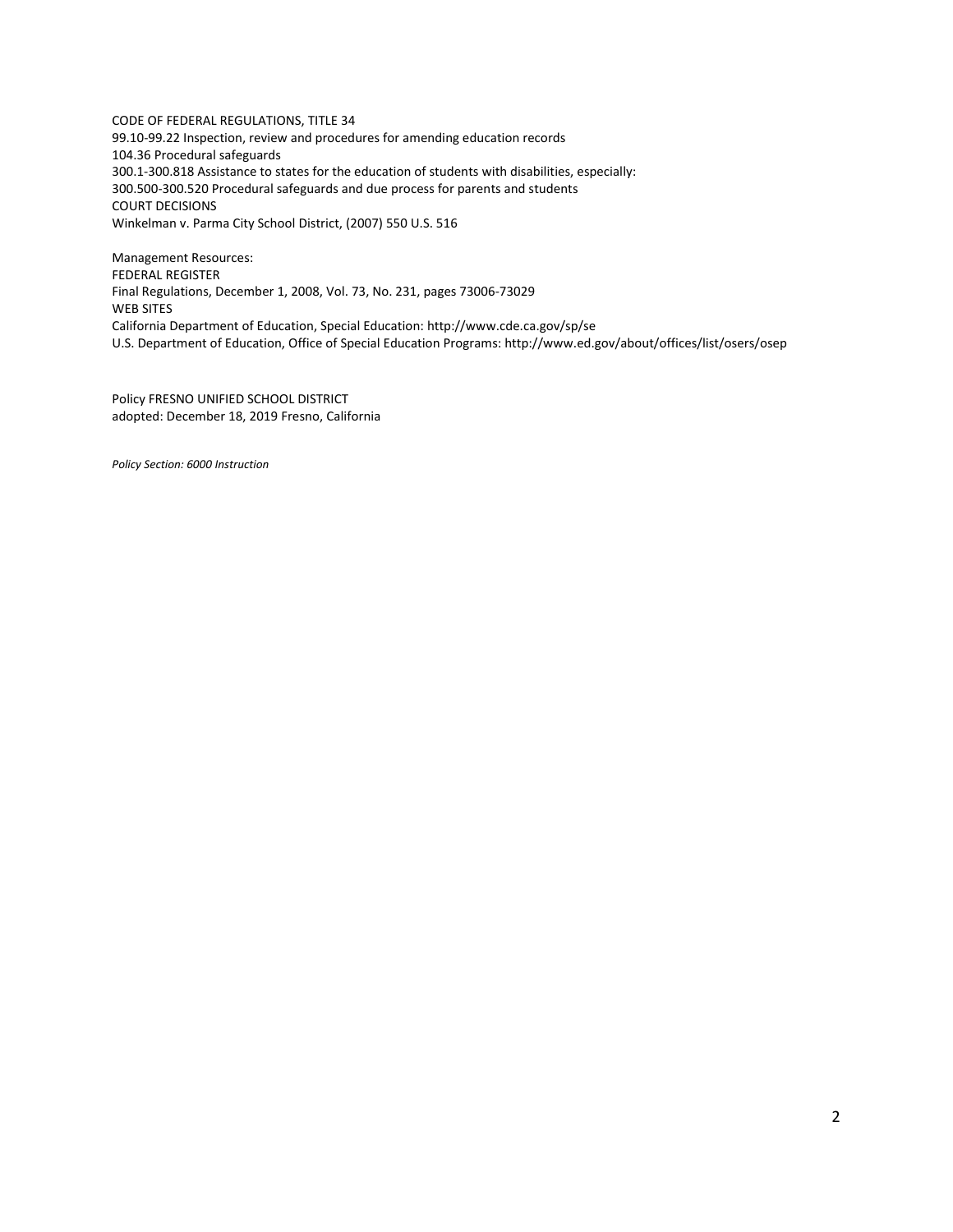CODE OF FEDERAL REGULATIONS, TITLE 34
99.10-99.22 Inspection, review and procedures for amending education records
104.36 Procedural safeguards
300.1-300.818 Assistance to states for the education of students with disabilities, especially:
300.500-300.520 Procedural safeguards and due process for parents and students
COURT DECISIONS
Winkelman v. Parma City School District, (2007) 550 U.S. 516

Management Resources:
FEDERAL REGISTER
Final Regulations, December 1, 2008, Vol. 73, No. 231, pages 73006-73029
WEB SITES
California Department of Education, Special Education: http://www.cde.ca.gov/sp/se
U.S. Department of Education, Office of Special Education Programs: http://www.ed.gov/about/offices/list/osers/osep

Policy FRESNO UNIFIED SCHOOL DISTRICT
adopted: December 18, 2019 Fresno, California

*Policy Section: 6000 Instruction*